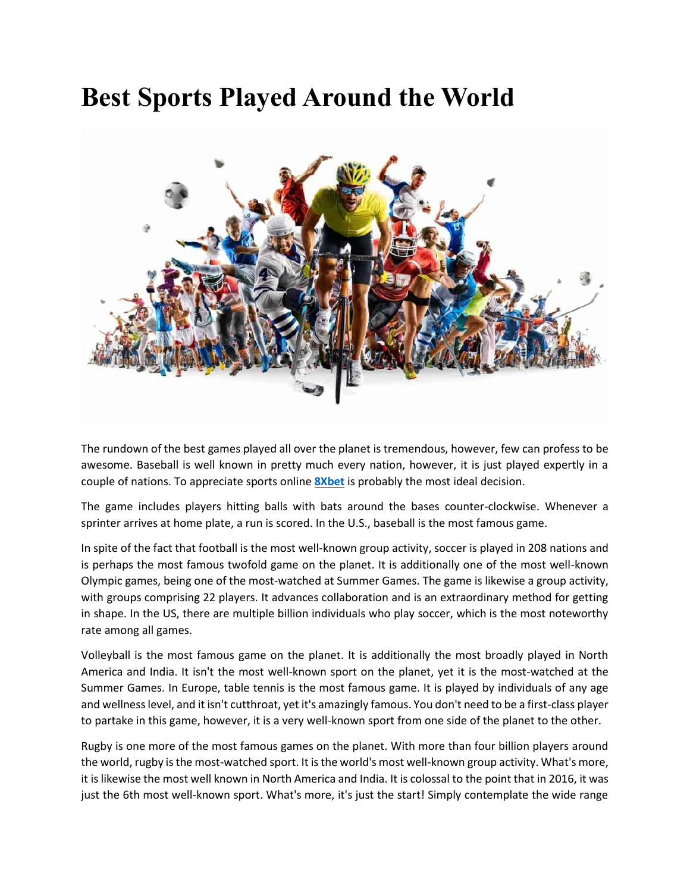# Best Sports Played Around the World

The rundown of the best games played all over the planet is tremendous, however, few can profess to be awesome. Baseball is well known in pretty much every nation, however, it is just played expertly in a couple of nations. To appreciate sports online **8Xbet** is probably the most ideal decision.

The game includes players hitting balls with bats around the bases counter-clockwise. Whenever a sprinter arrives at home plate, a run is scored. In the U.S., baseball is the most famous game.

In spite of the fact that football is the most well-known group activity, soccer is played in 208 nations and is perhaps the most famous twofold game on the planet. It is additionally one of the most well-known Olympic games, being one of the most-watched at Summer Games. The game is likewise a group activity, with groups comprising 22 players. It advances collaboration and is an extraordinary method for getting in shape. In the US, there are multiple billion individuals who play soccer, which is the most noteworthy rate among all games.

Volleyball is the most famous game on the planet. It is additionally the most broadly played in North America and India. It isn't the most well-known sport on the planet, yet it is the most-watched at the Summer Games. In Europe, table tennis is the most famous game. It is played by individuals of any age and wellness level, and it isn't cutthroat, yet it's amazingly famous. You don't need to be a first-class player to partake in this game, however, it is a very well-known sport from one side of the planet to the other.

Rugby is one more of the most famous games on the planet. With more than four billion players around the world, rugby is the most-watched sport. It is the world's most well-known group activity. What's more, it is likewise the most well known in North America and India. It is colossal to the point that in 2016, it was just the 6th most well-known sport. What's more, it's just the start! Simply contemplate the wide range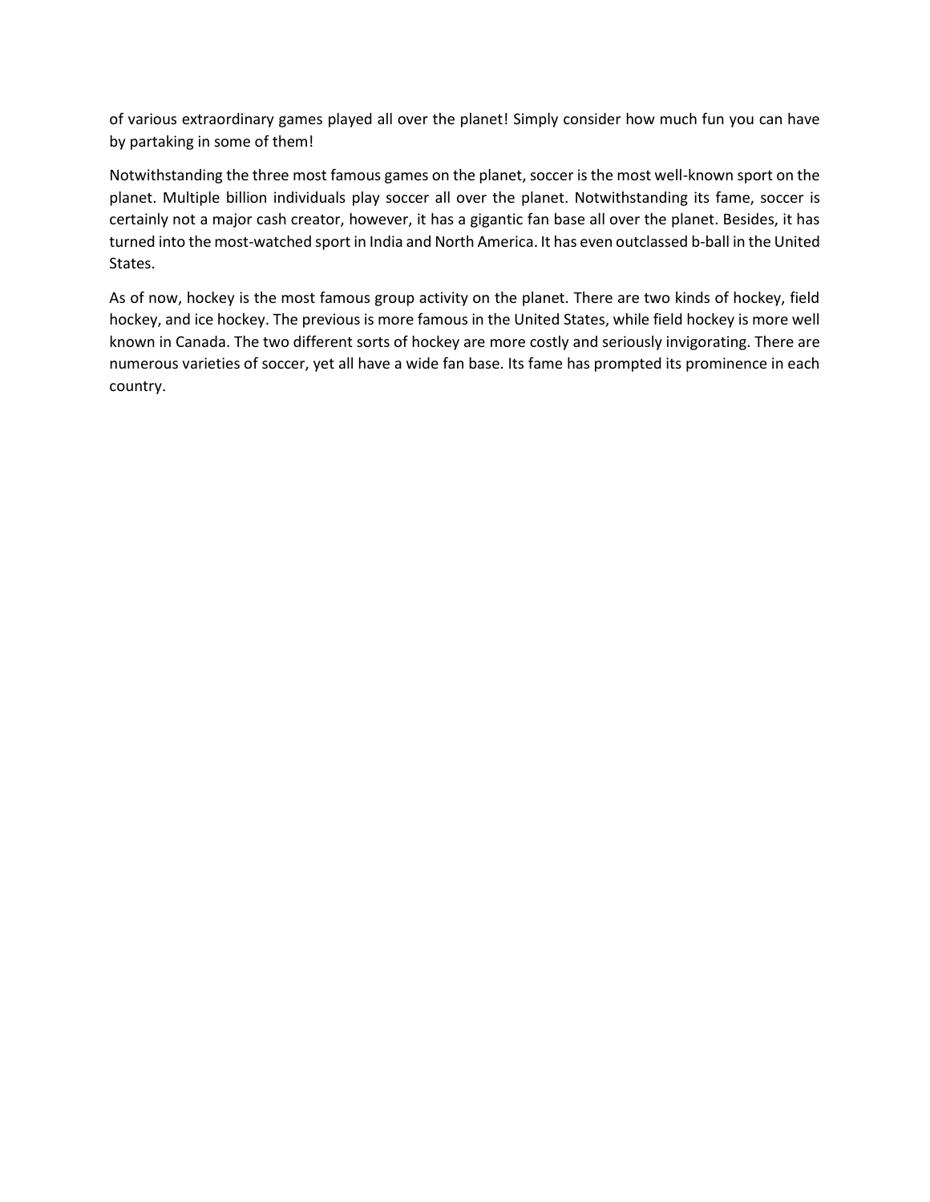of various extraordinary games played all over the planet! Simply consider how much fun you can have by partaking in some of them!

Notwithstanding the three most famous games on the planet, soccer is the most well-known sport on the planet. Multiple billion individuals play soccer all over the planet. Notwithstanding its fame, soccer is certainly not a major cash creator, however, it has a gigantic fan base all over the planet. Besides, it has turned into the most-watched sport in India and North America. It has even outclassed b-ball in the United States.

As of now, hockey is the most famous group activity on the planet. There are two kinds of hockey, field hockey, and ice hockey. The previous is more famous in the United States, while field hockey is more well known in Canada. The two different sorts of hockey are more costly and seriously invigorating. There are numerous varieties of soccer, yet all have a wide fan base. Its fame has prompted its prominence in each country.